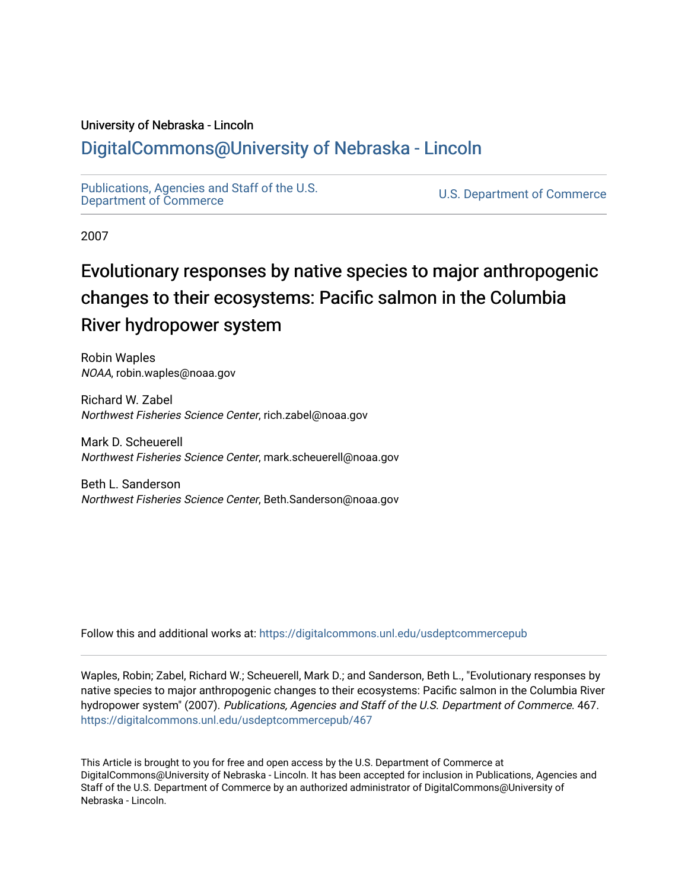University of Nebraska - Lincoln

# DigitalCommons@University of Nebraska - Lincoln

Publications, Agencies and Staff of the U.S. Department of Commerce

U.S. Department of Commerce

2007

# Evolutionary responses by native species to major anthropogenic changes to their ecosystems: Pacific salmon in the Columbia River hydropower system

Robin Waples
*NOAA*, robin.waples@noaa.gov

Richard W. Zabel
*Northwest Fisheries Science Center*, rich.zabel@noaa.gov

Mark D. Scheuerell
*Northwest Fisheries Science Center*, mark.scheuerell@noaa.gov

Beth L. Sanderson
*Northwest Fisheries Science Center*, Beth.Sanderson@noaa.gov

Follow this and additional works at: https://digitalcommons.unl.edu/usdeptcommercepub

Waples, Robin; Zabel, Richard W.; Scheuerell, Mark D.; and Sanderson, Beth L., "Evolutionary responses by native species to major anthropogenic changes to their ecosystems: Pacific salmon in the Columbia River hydropower system" (2007). *Publications, Agencies and Staff of the U.S. Department of Commerce*. 467.
https://digitalcommons.unl.edu/usdeptcommercepub/467

This Article is brought to you for free and open access by the U.S. Department of Commerce at DigitalCommons@University of Nebraska - Lincoln. It has been accepted for inclusion in Publications, Agencies and Staff of the U.S. Department of Commerce by an authorized administrator of DigitalCommons@University of Nebraska - Lincoln.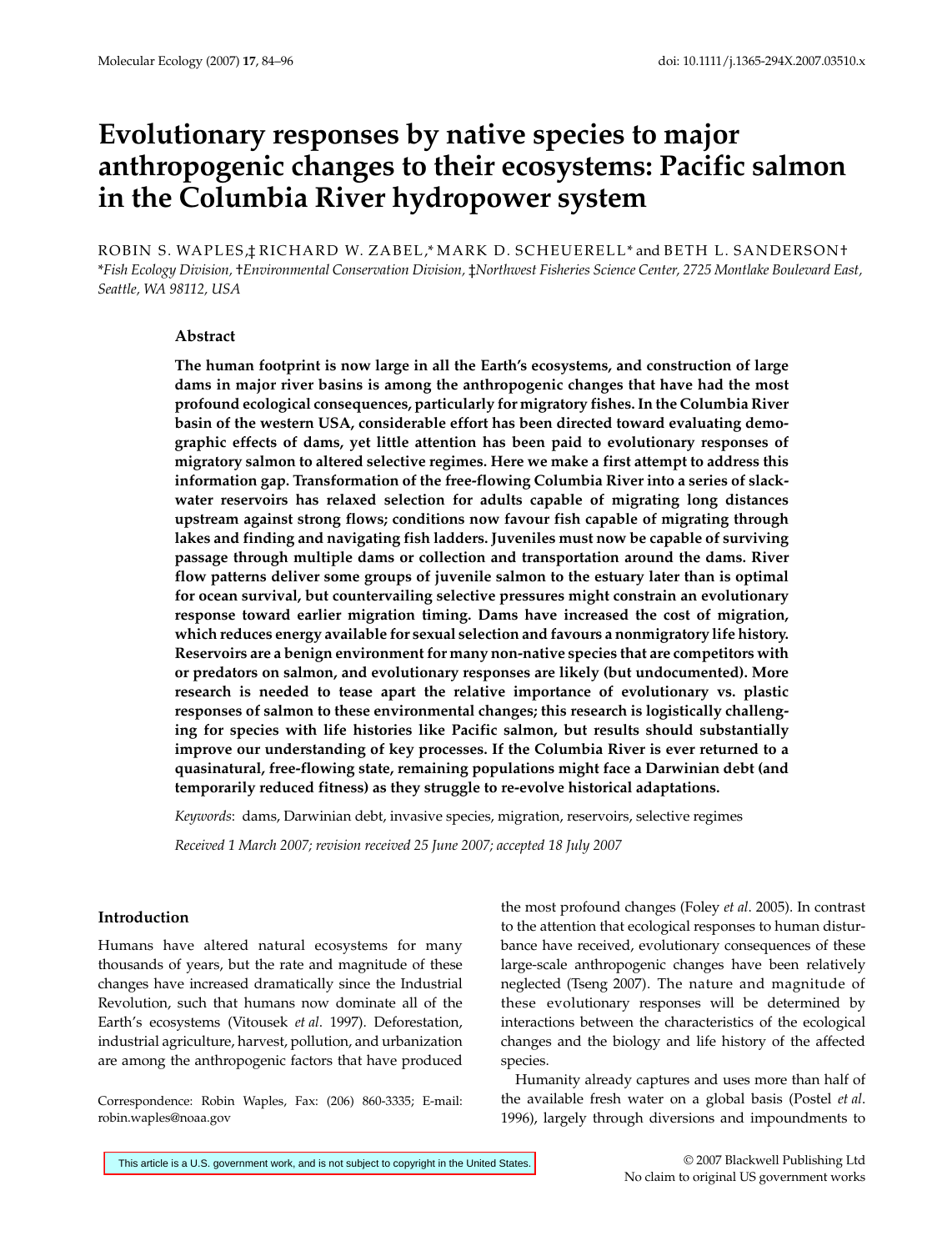# Evolutionary responses by native species to major anthropogenic changes to their ecosystems: Pacific salmon in the Columbia River hydropower system

ROBIN S. WAPLES,‡ RICHARD W. ZABEL,* MARK D. SCHEUERELL* and BETH L. SANDERSON†

*\*Fish Ecology Division, †Environmental Conservation Division, ‡Northwest Fisheries Science Center, 2725 Montlake Boulevard East, Seattle, WA 98112, USA*

## Abstract

**The human footprint is now large in all the Earth's ecosystems, and construction of large dams in major river basins is among the anthropogenic changes that have had the most profound ecological consequences, particularly for migratory fishes. In the Columbia River basin of the western USA, considerable effort has been directed toward evaluating demographic effects of dams, yet little attention has been paid to evolutionary responses of migratory salmon to altered selective regimes. Here we make a first attempt to address this information gap. Transformation of the free-flowing Columbia River into a series of slack-water reservoirs has relaxed selection for adults capable of migrating long distances upstream against strong flows; conditions now favour fish capable of migrating through lakes and finding and navigating fish ladders. Juveniles must now be capable of surviving passage through multiple dams or collection and transportation around the dams. River flow patterns deliver some groups of juvenile salmon to the estuary later than is optimal for ocean survival, but countervailing selective pressures might constrain an evolutionary response toward earlier migration timing. Dams have increased the cost of migration, which reduces energy available for sexual selection and favours a nonmigratory life history. Reservoirs are a benign environment for many non-native species that are competitors with or predators on salmon, and evolutionary responses are likely (but undocumented). More research is needed to tease apart the relative importance of evolutionary vs. plastic responses of salmon to these environmental changes; this research is logistically challenging for species with life histories like Pacific salmon, but results should substantially improve our understanding of key processes. If the Columbia River is ever returned to a quasinatural, free-flowing state, remaining populations might face a Darwinian debt (and temporarily reduced fitness) as they struggle to re-evolve historical adaptations.**

*Keywords*: dams, Darwinian debt, invasive species, migration, reservoirs, selective regimes

*Received 1 March 2007; revision received 25 June 2007; accepted 18 July 2007*

## Introduction

Humans have altered natural ecosystems for many thousands of years, but the rate and magnitude of these changes have increased dramatically since the Industrial Revolution, such that humans now dominate all of the Earth's ecosystems (Vitousek *et al*. 1997). Deforestation, industrial agriculture, harvest, pollution, and urbanization are among the anthropogenic factors that have produced the most profound changes (Foley *et al*. 2005). In contrast to the attention that ecological responses to human disturbance have received, evolutionary consequences of these large-scale anthropogenic changes have been relatively neglected (Tseng 2007). The nature and magnitude of these evolutionary responses will be determined by interactions between the characteristics of the ecological changes and the biology and life history of the affected species.

Humanity already captures and uses more than half of the available fresh water on a global basis (Postel *et al*. 1996), largely through diversions and impoundments to

Correspondence: Robin Waples, Fax: (206) 860-3335; E-mail: robin.waples@noaa.gov

This article is a U.S. government work, and is not subject to copyright in the United States.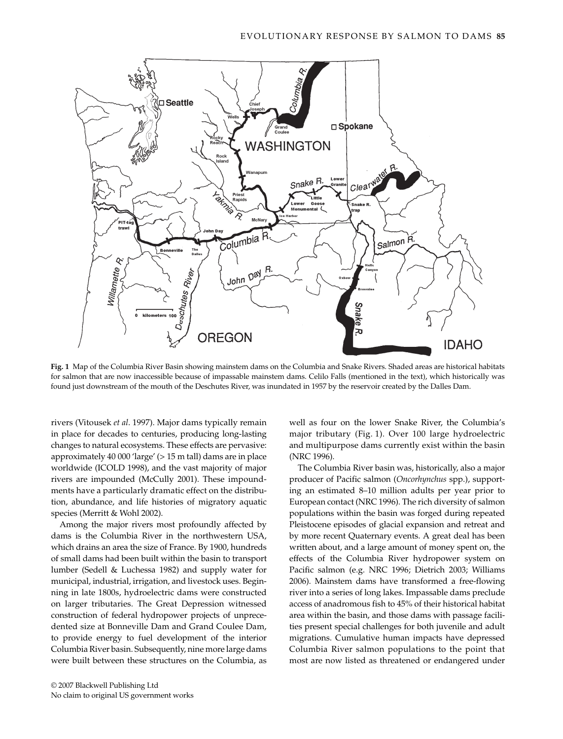**Fig. 1** Map of the Columbia River Basin showing mainstem dams on the Columbia and Snake Rivers. Shaded areas are historical habitats for salmon that are now inaccessible because of impassable mainstem dams. Celilo Falls (mentioned in the text), which historically was found just downstream of the mouth of the Deschutes River, was inundated in 1957 by the reservoir created by the Dalles Dam.

rivers (Vitousek *et al*. 1997). Major dams typically remain in place for decades to centuries, producing long-lasting changes to natural ecosystems. These effects are pervasive: approximately 40 000 'large' (> 15 m tall) dams are in place worldwide (ICOLD 1998), and the vast majority of major rivers are impounded (McCully 2001). These impoundments have a particularly dramatic effect on the distribution, abundance, and life histories of migratory aquatic species (Merritt & Wohl 2002).

Among the major rivers most profoundly affected by dams is the Columbia River in the northwestern USA, which drains an area the size of France. By 1900, hundreds of small dams had been built within the basin to transport lumber (Sedell & Luchessa 1982) and supply water for municipal, industrial, irrigation, and livestock uses. Beginning in late 1800s, hydroelectric dams were constructed on larger tributaries. The Great Depression witnessed construction of federal hydropower projects of unprecedented size at Bonneville Dam and Grand Coulee Dam, to provide energy to fuel development of the interior Columbia River basin. Subsequently, nine more large dams were built between these structures on the Columbia, as well as four on the lower Snake River, the Columbia's major tributary (Fig. 1). Over 100 large hydroelectric and multipurpose dams currently exist within the basin (NRC 1996).

The Columbia River basin was, historically, also a major producer of Pacific salmon (*Oncorhynchus* spp.), supporting an estimated 8–10 million adults per year prior to European contact (NRC 1996). The rich diversity of salmon populations within the basin was forged during repeated Pleistocene episodes of glacial expansion and retreat and by more recent Quaternary events. A great deal has been written about, and a large amount of money spent on, the effects of the Columbia River hydropower system on Pacific salmon (e.g. NRC 1996; Dietrich 2003; Williams 2006). Mainstem dams have transformed a free-flowing river into a series of long lakes. Impassable dams preclude access of anadromous fish to 45% of their historical habitat area within the basin, and those dams with passage facilities present special challenges for both juvenile and adult migrations. Cumulative human impacts have depressed Columbia River salmon populations to the point that most are now listed as threatened or endangered under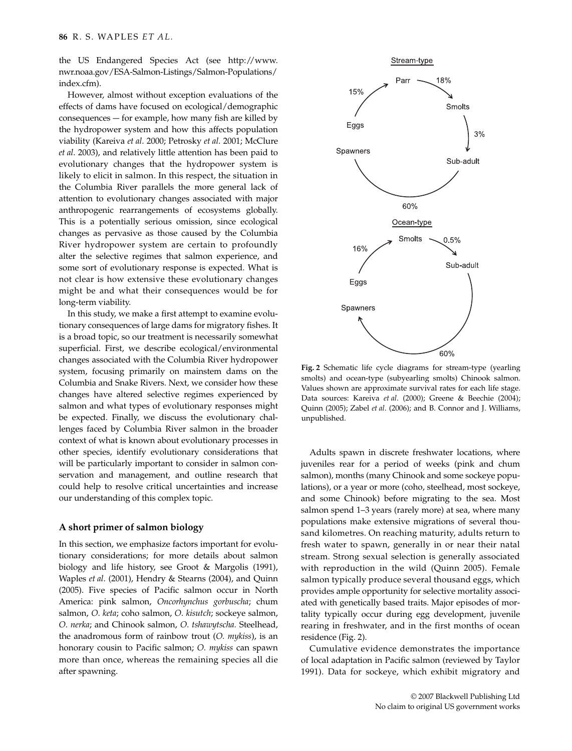the US Endangered Species Act (see http://www.nwr.noaa.gov/ESA-Salmon-Listings/Salmon-Populations/index.cfm).

However, almost without exception evaluations of the effects of dams have focused on ecological/demographic consequences — for example, how many fish are killed by the hydropower system and how this affects population viability (Kareiva *et al*. 2000; Petrosky *et al*. 2001; McClure *et al*. 2003), and relatively little attention has been paid to evolutionary changes that the hydropower system is likely to elicit in salmon. In this respect, the situation in the Columbia River parallels the more general lack of attention to evolutionary changes associated with major anthropogenic rearrangements of ecosystems globally. This is a potentially serious omission, since ecological changes as pervasive as those caused by the Columbia River hydropower system are certain to profoundly alter the selective regimes that salmon experience, and some sort of evolutionary response is expected. What is not clear is how extensive these evolutionary changes might be and what their consequences would be for long-term viability.

In this study, we make a first attempt to examine evolutionary consequences of large dams for migratory fishes. It is a broad topic, so our treatment is necessarily somewhat superficial. First, we describe ecological/environmental changes associated with the Columbia River hydropower system, focusing primarily on mainstem dams on the Columbia and Snake Rivers. Next, we consider how these changes have altered selective regimes experienced by salmon and what types of evolutionary responses might be expected. Finally, we discuss the evolutionary challenges faced by Columbia River salmon in the broader context of what is known about evolutionary processes in other species, identify evolutionary considerations that will be particularly important to consider in salmon conservation and management, and outline research that could help to resolve critical uncertainties and increase our understanding of this complex topic.

## A short primer of salmon biology

In this section, we emphasize factors important for evolutionary considerations; for more details about salmon biology and life history, see Groot & Margolis (1991), Waples *et al*. (2001), Hendry & Stearns (2004), and Quinn (2005). Five species of Pacific salmon occur in North America: pink salmon, *Oncorhynchus gorbuscha*; chum salmon, *O. keta*; coho salmon, *O. kisutch*; sockeye salmon, *O. nerka*; and Chinook salmon, *O. tshawytscha*. Steelhead, the anadromous form of rainbow trout (*O. mykiss*), is an honorary cousin to Pacific salmon; *O. mykiss* can spawn more than once, whereas the remaining species all die after spawning.

Stream-type

Parr → 18% → Smolts → 3% → Sub-adult → 60% → Spawners; Eggs → 15% → Parr

Ocean-type

Smolts → 0.5% → Sub-adult → 60% → Spawners; Eggs → 16% → Smolts

**Fig. 2** Schematic life cycle diagrams for stream-type (yearling smolts) and ocean-type (subyearling smolts) Chinook salmon. Values shown are approximate survival rates for each life stage. Data sources: Kareiva *et al*. (2000); Greene & Beechie (2004); Quinn (2005); Zabel *et al*. (2006); and B. Connor and J. Williams, unpublished.

Adults spawn in discrete freshwater locations, where juveniles rear for a period of weeks (pink and chum salmon), months (many Chinook and some sockeye populations), or a year or more (coho, steelhead, most sockeye, and some Chinook) before migrating to the sea. Most salmon spend 1–3 years (rarely more) at sea, where many populations make extensive migrations of several thousand kilometres. On reaching maturity, adults return to fresh water to spawn, generally in or near their natal stream. Strong sexual selection is generally associated with reproduction in the wild (Quinn 2005). Female salmon typically produce several thousand eggs, which provides ample opportunity for selective mortality associated with genetically based traits. Major episodes of mortality typically occur during egg development, juvenile rearing in freshwater, and in the first months of ocean residence (Fig. 2).

Cumulative evidence demonstrates the importance of local adaptation in Pacific salmon (reviewed by Taylor 1991). Data for sockeye, which exhibit migratory and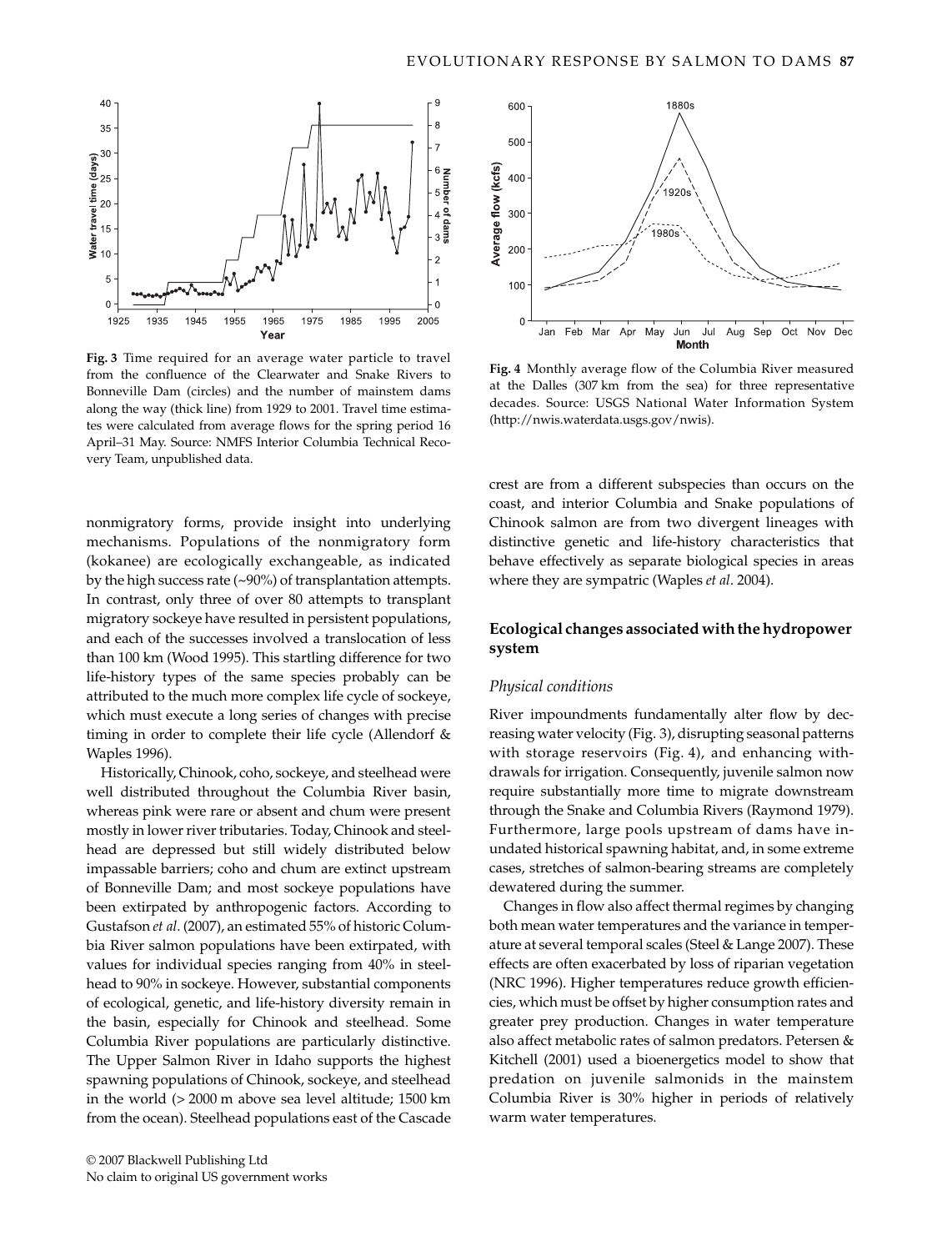**Fig. 3** Time required for an average water particle to travel from the confluence of the Clearwater and Snake Rivers to Bonneville Dam (circles) and the number of mainstem dams along the way (thick line) from 1929 to 2001. Travel time estimates were calculated from average flows for the spring period 16 April–31 May. Source: NMFS Interior Columbia Technical Recovery Team, unpublished data.

**Fig. 4** Monthly average flow of the Columbia River measured at the Dalles (307 km from the sea) for three representative decades. Source: USGS National Water Information System (http://nwis.waterdata.usgs.gov/nwis).

nonmigratory forms, provide insight into underlying mechanisms. Populations of the nonmigratory form (kokanee) are ecologically exchangeable, as indicated by the high success rate (~90%) of transplantation attempts. In contrast, only three of over 80 attempts to transplant migratory sockeye have resulted in persistent populations, and each of the successes involved a translocation of less than 100 km (Wood 1995). This startling difference for two life-history types of the same species probably can be attributed to the much more complex life cycle of sockeye, which must execute a long series of changes with precise timing in order to complete their life cycle (Allendorf & Waples 1996).

Historically, Chinook, coho, sockeye, and steelhead were well distributed throughout the Columbia River basin, whereas pink were rare or absent and chum were present mostly in lower river tributaries. Today, Chinook and steelhead are depressed but still widely distributed below impassable barriers; coho and chum are extinct upstream of Bonneville Dam; and most sockeye populations have been extirpated by anthropogenic factors. According to Gustafson *et al*. (2007), an estimated 55% of historic Columbia River salmon populations have been extirpated, with values for individual species ranging from 40% in steelhead to 90% in sockeye. However, substantial components of ecological, genetic, and life-history diversity remain in the basin, especially for Chinook and steelhead. Some Columbia River populations are particularly distinctive. The Upper Salmon River in Idaho supports the highest spawning populations of Chinook, sockeye, and steelhead in the world (> 2000 m above sea level altitude; 1500 km from the ocean). Steelhead populations east of the Cascade crest are from a different subspecies than occurs on the coast, and interior Columbia and Snake populations of Chinook salmon are from two divergent lineages with distinctive genetic and life-history characteristics that behave effectively as separate biological species in areas where they are sympatric (Waples *et al*. 2004).

## Ecological changes associated with the hydropower system

### *Physical conditions*

River impoundments fundamentally alter flow by decreasing water velocity (Fig. 3), disrupting seasonal patterns with storage reservoirs (Fig. 4), and enhancing withdrawals for irrigation. Consequently, juvenile salmon now require substantially more time to migrate downstream through the Snake and Columbia Rivers (Raymond 1979). Furthermore, large pools upstream of dams have inundated historical spawning habitat, and, in some extreme cases, stretches of salmon-bearing streams are completely dewatered during the summer.

Changes in flow also affect thermal regimes by changing both mean water temperatures and the variance in temperature at several temporal scales (Steel & Lange 2007). These effects are often exacerbated by loss of riparian vegetation (NRC 1996). Higher temperatures reduce growth efficiencies, which must be offset by higher consumption rates and greater prey production. Changes in water temperature also affect metabolic rates of salmon predators. Petersen & Kitchell (2001) used a bioenergetics model to show that predation on juvenile salmonids in the mainstem Columbia River is 30% higher in periods of relatively warm water temperatures.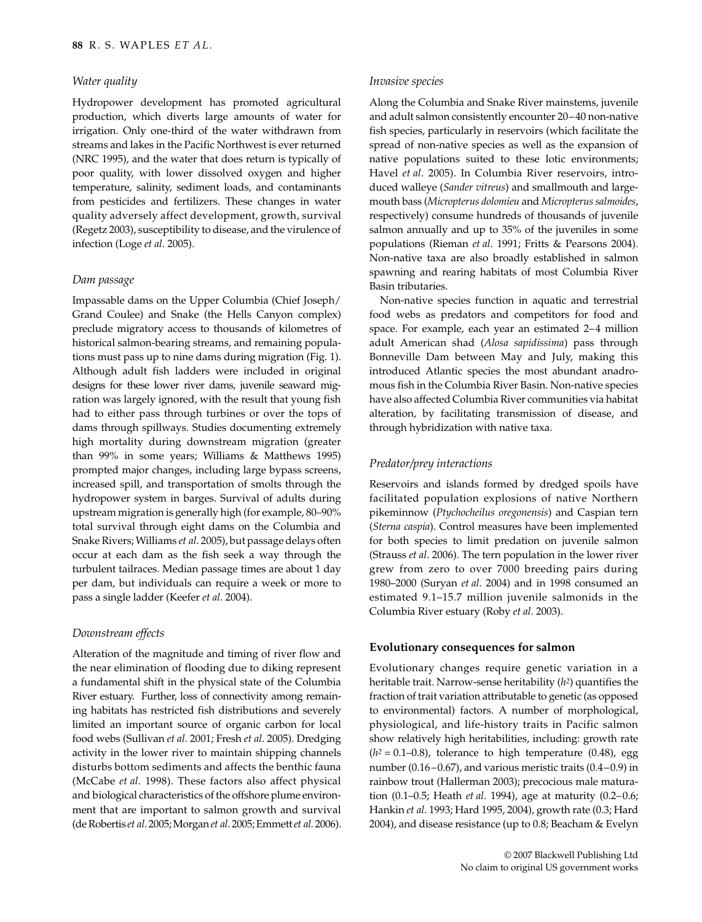### *Water quality*

Hydropower development has promoted agricultural production, which diverts large amounts of water for irrigation. Only one-third of the water withdrawn from streams and lakes in the Pacific Northwest is ever returned (NRC 1995), and the water that does return is typically of poor quality, with lower dissolved oxygen and higher temperature, salinity, sediment loads, and contaminants from pesticides and fertilizers. These changes in water quality adversely affect development, growth, survival (Regetz 2003), susceptibility to disease, and the virulence of infection (Loge *et al*. 2005).

### *Dam passage*

Impassable dams on the Upper Columbia (Chief Joseph/Grand Coulee) and Snake (the Hells Canyon complex) preclude migratory access to thousands of kilometres of historical salmon-bearing streams, and remaining populations must pass up to nine dams during migration (Fig. 1). Although adult fish ladders were included in original designs for these lower river dams, juvenile seaward migration was largely ignored, with the result that young fish had to either pass through turbines or over the tops of dams through spillways. Studies documenting extremely high mortality during downstream migration (greater than 99% in some years; Williams & Matthews 1995) prompted major changes, including large bypass screens, increased spill, and transportation of smolts through the hydropower system in barges. Survival of adults during upstream migration is generally high (for example, 80–90% total survival through eight dams on the Columbia and Snake Rivers; Williams *et al*. 2005), but passage delays often occur at each dam as the fish seek a way through the turbulent tailraces. Median passage times are about 1 day per dam, but individuals can require a week or more to pass a single ladder (Keefer *et al*. 2004).

### *Downstream effects*

Alteration of the magnitude and timing of river flow and the near elimination of flooding due to diking represent a fundamental shift in the physical state of the Columbia River estuary. Further, loss of connectivity among remaining habitats has restricted fish distributions and severely limited an important source of organic carbon for local food webs (Sullivan *et al*. 2001; Fresh *et al*. 2005). Dredging activity in the lower river to maintain shipping channels disturbs bottom sediments and affects the benthic fauna (McCabe *et al*. 1998). These factors also affect physical and biological characteristics of the offshore plume environment that are important to salmon growth and survival (de Robertis *et al*. 2005; Morgan *et al*. 2005; Emmett *et al*. 2006).

### *Invasive species*

Along the Columbia and Snake River mainstems, juvenile and adult salmon consistently encounter 20–40 non-native fish species, particularly in reservoirs (which facilitate the spread of non-native species as well as the expansion of native populations suited to these lotic environments; Havel *et al*. 2005). In Columbia River reservoirs, introduced walleye (*Sander vitreus*) and smallmouth and largemouth bass (*Micropterus dolomieu* and *Micropterus salmoides*, respectively) consume hundreds of thousands of juvenile salmon annually and up to 35% of the juveniles in some populations (Rieman *et al*. 1991; Fritts & Pearsons 2004). Non-native taxa are also broadly established in salmon spawning and rearing habitats of most Columbia River Basin tributaries.

Non-native species function in aquatic and terrestrial food webs as predators and competitors for food and space. For example, each year an estimated 2–4 million adult American shad (*Alosa sapidissima*) pass through Bonneville Dam between May and July, making this introduced Atlantic species the most abundant anadromous fish in the Columbia River Basin. Non-native species have also affected Columbia River communities via habitat alteration, by facilitating transmission of disease, and through hybridization with native taxa.

### *Predator/prey interactions*

Reservoirs and islands formed by dredged spoils have facilitated population explosions of native Northern pikeminnow (*Ptychocheilus oregonensis*) and Caspian tern (*Sterna caspia*). Control measures have been implemented for both species to limit predation on juvenile salmon (Strauss *et al*. 2006). The tern population in the lower river grew from zero to over 7000 breeding pairs during 1980–2000 (Suryan *et al*. 2004) and in 1998 consumed an estimated 9.1–15.7 million juvenile salmonids in the Columbia River estuary (Roby *et al*. 2003).

## **Evolutionary consequences for salmon**

Evolutionary changes require genetic variation in a heritable trait. Narrow-sense heritability ($h^2$) quantifies the fraction of trait variation attributable to genetic (as opposed to environmental) factors. A number of morphological, physiological, and life-history traits in Pacific salmon show relatively high heritabilities, including: growth rate ($h^2 = 0.1$–$0.8$), tolerance to high temperature (0.48), egg number (0.16–0.67), and various meristic traits (0.4–0.9) in rainbow trout (Hallerman 2003); precocious male maturation (0.1–0.5; Heath *et al*. 1994), age at maturity (0.2–0.6; Hankin *et al*. 1993; Hard 1995, 2004), growth rate (0.3; Hard 2004), and disease resistance (up to 0.8; Beacham & Evelyn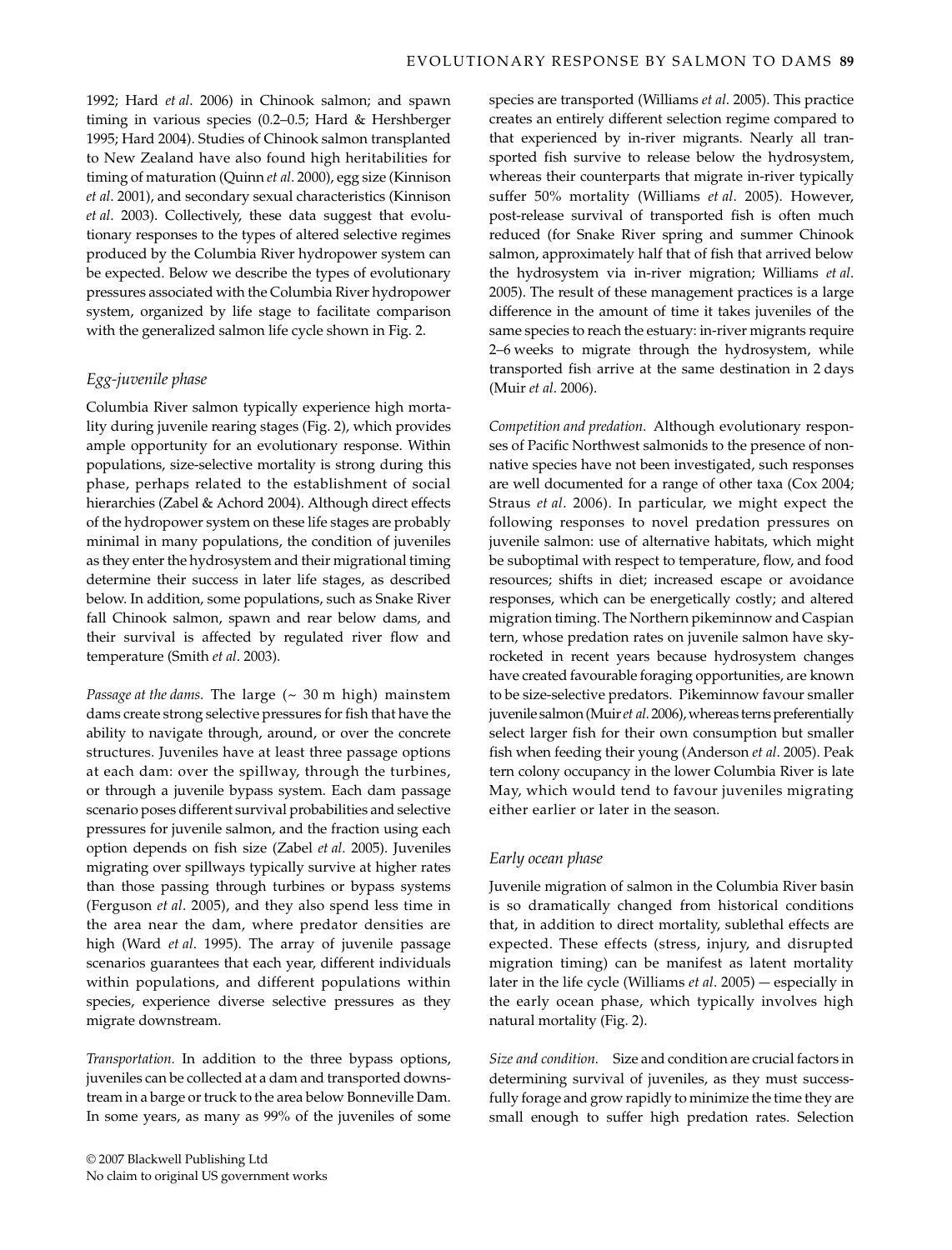1992; Hard *et al*. 2006) in Chinook salmon; and spawn timing in various species (0.2–0.5; Hard & Hershberger 1995; Hard 2004). Studies of Chinook salmon transplanted to New Zealand have also found high heritabilities for timing of maturation (Quinn *et al*. 2000), egg size (Kinnison *et al*. 2001), and secondary sexual characteristics (Kinnison *et al*. 2003). Collectively, these data suggest that evolutionary responses to the types of altered selective regimes produced by the Columbia River hydropower system can be expected. Below we describe the types of evolutionary pressures associated with the Columbia River hydropower system, organized by life stage to facilitate comparison with the generalized salmon life cycle shown in Fig. 2.

### *Egg-juvenile phase*

Columbia River salmon typically experience high mortality during juvenile rearing stages (Fig. 2), which provides ample opportunity for an evolutionary response. Within populations, size-selective mortality is strong during this phase, perhaps related to the establishment of social hierarchies (Zabel & Achord 2004). Although direct effects of the hydropower system on these life stages are probably minimal in many populations, the condition of juveniles as they enter the hydrosystem and their migrational timing determine their success in later life stages, as described below. In addition, some populations, such as Snake River fall Chinook salmon, spawn and rear below dams, and their survival is affected by regulated river flow and temperature (Smith *et al*. 2003).

*Passage at the dams.* The large (~ 30 m high) mainstem dams create strong selective pressures for fish that have the ability to navigate through, around, or over the concrete structures. Juveniles have at least three passage options at each dam: over the spillway, through the turbines, or through a juvenile bypass system. Each dam passage scenario poses different survival probabilities and selective pressures for juvenile salmon, and the fraction using each option depends on fish size (Zabel *et al*. 2005). Juveniles migrating over spillways typically survive at higher rates than those passing through turbines or bypass systems (Ferguson *et al*. 2005), and they also spend less time in the area near the dam, where predator densities are high (Ward *et al*. 1995). The array of juvenile passage scenarios guarantees that each year, different individuals within populations, and different populations within species, experience diverse selective pressures as they migrate downstream.

*Transportation.* In addition to the three bypass options, juveniles can be collected at a dam and transported downstream in a barge or truck to the area below Bonneville Dam. In some years, as many as 99% of the juveniles of some species are transported (Williams *et al*. 2005). This practice creates an entirely different selection regime compared to that experienced by in-river migrants. Nearly all transported fish survive to release below the hydrosystem, whereas their counterparts that migrate in-river typically suffer 50% mortality (Williams *et al*. 2005). However, post-release survival of transported fish is often much reduced (for Snake River spring and summer Chinook salmon, approximately half that of fish that arrived below the hydrosystem via in-river migration; Williams *et al.* 2005). The result of these management practices is a large difference in the amount of time it takes juveniles of the same species to reach the estuary: in-river migrants require 2–6 weeks to migrate through the hydrosystem, while transported fish arrive at the same destination in 2 days (Muir *et al*. 2006).

*Competition and predation.* Although evolutionary responses of Pacific Northwest salmonids to the presence of non-native species have not been investigated, such responses are well documented for a range of other taxa (Cox 2004; Straus *et al*. 2006). In particular, we might expect the following responses to novel predation pressures on juvenile salmon: use of alternative habitats, which might be suboptimal with respect to temperature, flow, and food resources; shifts in diet; increased escape or avoidance responses, which can be energetically costly; and altered migration timing. The Northern pikeminnow and Caspian tern, whose predation rates on juvenile salmon have skyrocketed in recent years because hydrosystem changes have created favourable foraging opportunities, are known to be size-selective predators. Pikeminnow favour smaller juvenile salmon (Muir *et al*. 2006), whereas terns preferentially select larger fish for their own consumption but smaller fish when feeding their young (Anderson *et al*. 2005). Peak tern colony occupancy in the lower Columbia River is late May, which would tend to favour juveniles migrating either earlier or later in the season.

### *Early ocean phase*

Juvenile migration of salmon in the Columbia River basin is so dramatically changed from historical conditions that, in addition to direct mortality, sublethal effects are expected. These effects (stress, injury, and disrupted migration timing) can be manifest as latent mortality later in the life cycle (Williams *et al*. 2005) — especially in the early ocean phase, which typically involves high natural mortality (Fig. 2).

*Size and condition.* Size and condition are crucial factors in determining survival of juveniles, as they must successfully forage and grow rapidly to minimize the time they are small enough to suffer high predation rates. Selection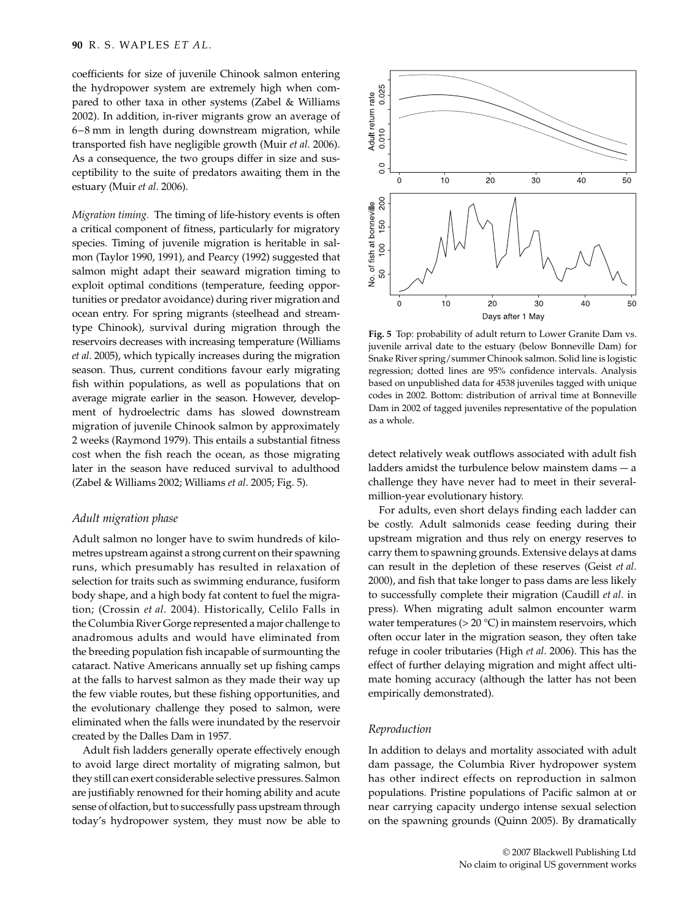coefficients for size of juvenile Chinook salmon entering the hydropower system are extremely high when compared to other taxa in other systems (Zabel & Williams 2002). In addition, in-river migrants grow an average of 6–8 mm in length during downstream migration, while transported fish have negligible growth (Muir *et al*. 2006). As a consequence, the two groups differ in size and susceptibility to the suite of predators awaiting them in the estuary (Muir *et al*. 2006).

*Migration timing.* The timing of life-history events is often a critical component of fitness, particularly for migratory species. Timing of juvenile migration is heritable in salmon (Taylor 1990, 1991), and Pearcy (1992) suggested that salmon might adapt their seaward migration timing to exploit optimal conditions (temperature, feeding opportunities or predator avoidance) during river migration and ocean entry. For spring migrants (steelhead and stream-type Chinook), survival during migration through the reservoirs decreases with increasing temperature (Williams *et al*. 2005), which typically increases during the migration season. Thus, current conditions favour early migrating fish within populations, as well as populations that on average migrate earlier in the season. However, development of hydroelectric dams has slowed downstream migration of juvenile Chinook salmon by approximately 2 weeks (Raymond 1979). This entails a substantial fitness cost when the fish reach the ocean, as those migrating later in the season have reduced survival to adulthood (Zabel & Williams 2002; Williams *et al*. 2005; Fig. 5).

**Fig. 5** Top: probability of adult return to Lower Granite Dam vs. juvenile arrival date to the estuary (below Bonneville Dam) for Snake River spring/summer Chinook salmon. Solid line is logistic regression; dotted lines are 95% confidence intervals. Analysis based on unpublished data for 4538 juveniles tagged with unique codes in 2002. Bottom: distribution of arrival time at Bonneville Dam in 2002 of tagged juveniles representative of the population as a whole.

### *Adult migration phase*

Adult salmon no longer have to swim hundreds of kilometres upstream against a strong current on their spawning runs, which presumably has resulted in relaxation of selection for traits such as swimming endurance, fusiform body shape, and a high body fat content to fuel the migration; (Crossin *et al*. 2004). Historically, Celilo Falls in the Columbia River Gorge represented a major challenge to anadromous adults and would have eliminated from the breeding population fish incapable of surmounting the cataract. Native Americans annually set up fishing camps at the falls to harvest salmon as they made their way up the few viable routes, but these fishing opportunities, and the evolutionary challenge they posed to salmon, were eliminated when the falls were inundated by the reservoir created by the Dalles Dam in 1957.

Adult fish ladders generally operate effectively enough to avoid large direct mortality of migrating salmon, but they still can exert considerable selective pressures. Salmon are justifiably renowned for their homing ability and acute sense of olfaction, but to successfully pass upstream through today's hydropower system, they must now be able to detect relatively weak outflows associated with adult fish ladders amidst the turbulence below mainstem dams — a challenge they have never had to meet in their several-million-year evolutionary history.

For adults, even short delays finding each ladder can be costly. Adult salmonids cease feeding during their upstream migration and thus rely on energy reserves to carry them to spawning grounds. Extensive delays at dams can result in the depletion of these reserves (Geist *et al*. 2000), and fish that take longer to pass dams are less likely to successfully complete their migration (Caudill *et al*. in press). When migrating adult salmon encounter warm water temperatures (> 20 °C) in mainstem reservoirs, which often occur later in the migration season, they often take refuge in cooler tributaries (High *et al*. 2006). This has the effect of further delaying migration and might affect ultimate homing accuracy (although the latter has not been empirically demonstrated).

### *Reproduction*

In addition to delays and mortality associated with adult dam passage, the Columbia River hydropower system has other indirect effects on reproduction in salmon populations. Pristine populations of Pacific salmon at or near carrying capacity undergo intense sexual selection on the spawning grounds (Quinn 2005). By dramatically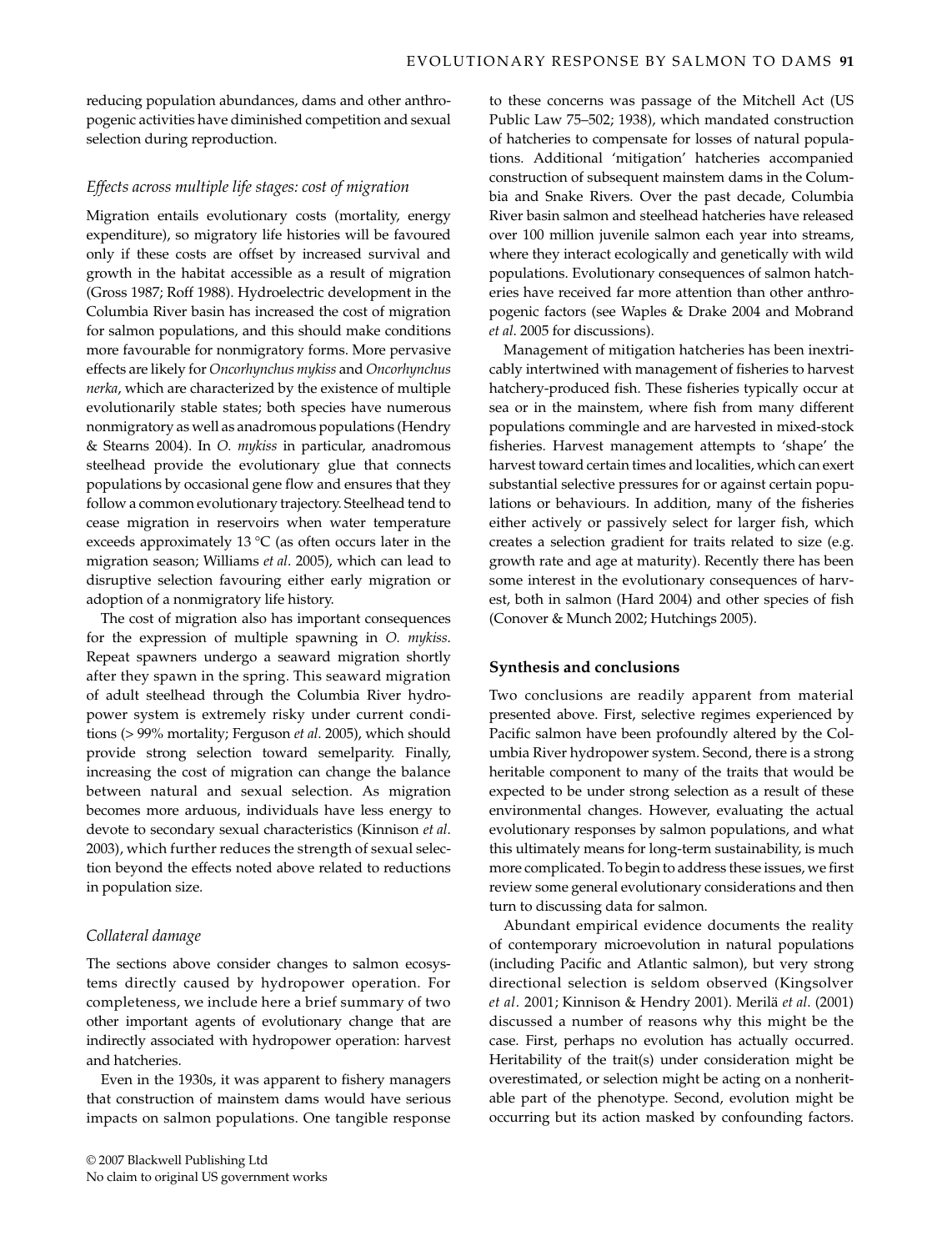reducing population abundances, dams and other anthropogenic activities have diminished competition and sexual selection during reproduction.

### *Effects across multiple life stages: cost of migration*

Migration entails evolutionary costs (mortality, energy expenditure), so migratory life histories will be favoured only if these costs are offset by increased survival and growth in the habitat accessible as a result of migration (Gross 1987; Roff 1988). Hydroelectric development in the Columbia River basin has increased the cost of migration for salmon populations, and this should make conditions more favourable for nonmigratory forms. More pervasive effects are likely for *Oncorhynchus mykiss* and *Oncorhynchus nerka*, which are characterized by the existence of multiple evolutionarily stable states; both species have numerous nonmigratory as well as anadromous populations (Hendry & Stearns 2004). In *O. mykiss* in particular, anadromous steelhead provide the evolutionary glue that connects populations by occasional gene flow and ensures that they follow a common evolutionary trajectory. Steelhead tend to cease migration in reservoirs when water temperature exceeds approximately 13 °C (as often occurs later in the migration season; Williams *et al*. 2005), which can lead to disruptive selection favouring either early migration or adoption of a nonmigratory life history.

The cost of migration also has important consequences for the expression of multiple spawning in *O. mykiss*. Repeat spawners undergo a seaward migration shortly after they spawn in the spring. This seaward migration of adult steelhead through the Columbia River hydropower system is extremely risky under current conditions (> 99% mortality; Ferguson *et al*. 2005), which should provide strong selection toward semelparity. Finally, increasing the cost of migration can change the balance between natural and sexual selection. As migration becomes more arduous, individuals have less energy to devote to secondary sexual characteristics (Kinnison *et al*. 2003), which further reduces the strength of sexual selection beyond the effects noted above related to reductions in population size.

### *Collateral damage*

The sections above consider changes to salmon ecosystems directly caused by hydropower operation. For completeness, we include here a brief summary of two other important agents of evolutionary change that are indirectly associated with hydropower operation: harvest and hatcheries.

Even in the 1930s, it was apparent to fishery managers that construction of mainstem dams would have serious impacts on salmon populations. One tangible response to these concerns was passage of the Mitchell Act (US Public Law 75–502; 1938), which mandated construction of hatcheries to compensate for losses of natural populations. Additional 'mitigation' hatcheries accompanied construction of subsequent mainstem dams in the Columbia and Snake Rivers. Over the past decade, Columbia River basin salmon and steelhead hatcheries have released over 100 million juvenile salmon each year into streams, where they interact ecologically and genetically with wild populations. Evolutionary consequences of salmon hatcheries have received far more attention than other anthropogenic factors (see Waples & Drake 2004 and Mobrand *et al*. 2005 for discussions).

Management of mitigation hatcheries has been inextricably intertwined with management of fisheries to harvest hatchery-produced fish. These fisheries typically occur at sea or in the mainstem, where fish from many different populations commingle and are harvested in mixed-stock fisheries. Harvest management attempts to 'shape' the harvest toward certain times and localities, which can exert substantial selective pressures for or against certain populations or behaviours. In addition, many of the fisheries either actively or passively select for larger fish, which creates a selection gradient for traits related to size (e.g. growth rate and age at maturity). Recently there has been some interest in the evolutionary consequences of harvest, both in salmon (Hard 2004) and other species of fish (Conover & Munch 2002; Hutchings 2005).

## Synthesis and conclusions

Two conclusions are readily apparent from material presented above. First, selective regimes experienced by Pacific salmon have been profoundly altered by the Columbia River hydropower system. Second, there is a strong heritable component to many of the traits that would be expected to be under strong selection as a result of these environmental changes. However, evaluating the actual evolutionary responses by salmon populations, and what this ultimately means for long-term sustainability, is much more complicated. To begin to address these issues, we first review some general evolutionary considerations and then turn to discussing data for salmon.

Abundant empirical evidence documents the reality of contemporary microevolution in natural populations (including Pacific and Atlantic salmon), but very strong directional selection is seldom observed (Kingsolver *et al*. 2001; Kinnison & Hendry 2001). Merilä *et al*. (2001) discussed a number of reasons why this might be the case. First, perhaps no evolution has actually occurred. Heritability of the trait(s) under consideration might be overestimated, or selection might be acting on a nonheritable part of the phenotype. Second, evolution might be occurring but its action masked by confounding factors.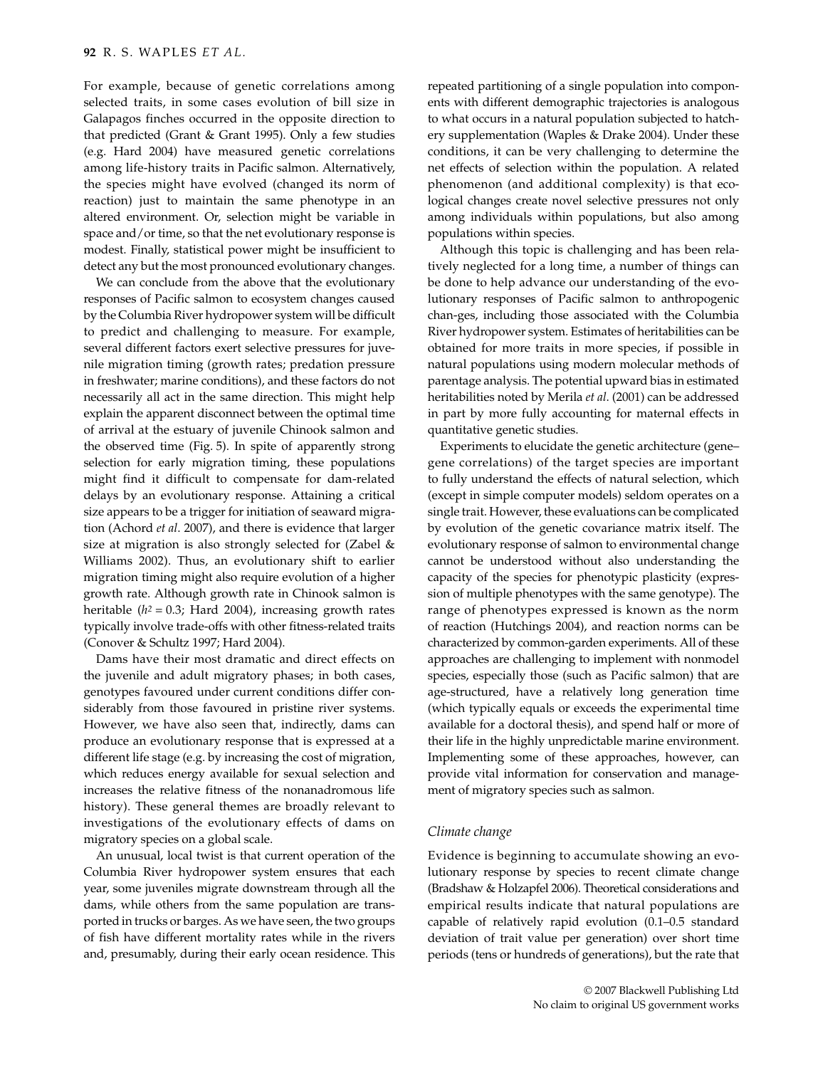For example, because of genetic correlations among selected traits, in some cases evolution of bill size in Galapagos finches occurred in the opposite direction to that predicted (Grant & Grant 1995). Only a few studies (e.g. Hard 2004) have measured genetic correlations among life-history traits in Pacific salmon. Alternatively, the species might have evolved (changed its norm of reaction) just to maintain the same phenotype in an altered environment. Or, selection might be variable in space and/or time, so that the net evolutionary response is modest. Finally, statistical power might be insufficient to detect any but the most pronounced evolutionary changes.

We can conclude from the above that the evolutionary responses of Pacific salmon to ecosystem changes caused by the Columbia River hydropower system will be difficult to predict and challenging to measure. For example, several different factors exert selective pressures for juvenile migration timing (growth rates; predation pressure in freshwater; marine conditions), and these factors do not necessarily all act in the same direction. This might help explain the apparent disconnect between the optimal time of arrival at the estuary of juvenile Chinook salmon and the observed time (Fig. 5). In spite of apparently strong selection for early migration timing, these populations might find it difficult to compensate for dam-related delays by an evolutionary response. Attaining a critical size appears to be a trigger for initiation of seaward migration (Achord *et al*. 2007), and there is evidence that larger size at migration is also strongly selected for (Zabel & Williams 2002). Thus, an evolutionary shift to earlier migration timing might also require evolution of a higher growth rate. Although growth rate in Chinook salmon is heritable ($h^2 = 0.3$; Hard 2004), increasing growth rates typically involve trade-offs with other fitness-related traits (Conover & Schultz 1997; Hard 2004).

Dams have their most dramatic and direct effects on the juvenile and adult migratory phases; in both cases, genotypes favoured under current conditions differ considerably from those favoured in pristine river systems. However, we have also seen that, indirectly, dams can produce an evolutionary response that is expressed at a different life stage (e.g. by increasing the cost of migration, which reduces energy available for sexual selection and increases the relative fitness of the nonanadromous life history). These general themes are broadly relevant to investigations of the evolutionary effects of dams on migratory species on a global scale.

An unusual, local twist is that current operation of the Columbia River hydropower system ensures that each year, some juveniles migrate downstream through all the dams, while others from the same population are transported in trucks or barges. As we have seen, the two groups of fish have different mortality rates while in the rivers and, presumably, during their early ocean residence. This repeated partitioning of a single population into components with different demographic trajectories is analogous to what occurs in a natural population subjected to hatchery supplementation (Waples & Drake 2004). Under these conditions, it can be very challenging to determine the net effects of selection within the population. A related phenomenon (and additional complexity) is that ecological changes create novel selective pressures not only among individuals within populations, but also among populations within species.

Although this topic is challenging and has been relatively neglected for a long time, a number of things can be done to help advance our understanding of the evolutionary responses of Pacific salmon to anthropogenic chan-ges, including those associated with the Columbia River hydropower system. Estimates of heritabilities can be obtained for more traits in more species, if possible in natural populations using modern molecular methods of parentage analysis. The potential upward bias in estimated heritabilities noted by Merila *et al*. (2001) can be addressed in part by more fully accounting for maternal effects in quantitative genetic studies.

Experiments to elucidate the genetic architecture (gene–gene correlations) of the target species are important to fully understand the effects of natural selection, which (except in simple computer models) seldom operates on a single trait. However, these evaluations can be complicated by evolution of the genetic covariance matrix itself. The evolutionary response of salmon to environmental change cannot be understood without also understanding the capacity of the species for phenotypic plasticity (expression of multiple phenotypes with the same genotype). The range of phenotypes expressed is known as the norm of reaction (Hutchings 2004), and reaction norms can be characterized by common-garden experiments. All of these approaches are challenging to implement with nonmodel species, especially those (such as Pacific salmon) that are age-structured, have a relatively long generation time (which typically equals or exceeds the experimental time available for a doctoral thesis), and spend half or more of their life in the highly unpredictable marine environment. Implementing some of these approaches, however, can provide vital information for conservation and management of migratory species such as salmon.

### *Climate change*

Evidence is beginning to accumulate showing an evolutionary response by species to recent climate change (Bradshaw & Holzapfel 2006). Theoretical considerations and empirical results indicate that natural populations are capable of relatively rapid evolution (0.1–0.5 standard deviation of trait value per generation) over short time periods (tens or hundreds of generations), but the rate that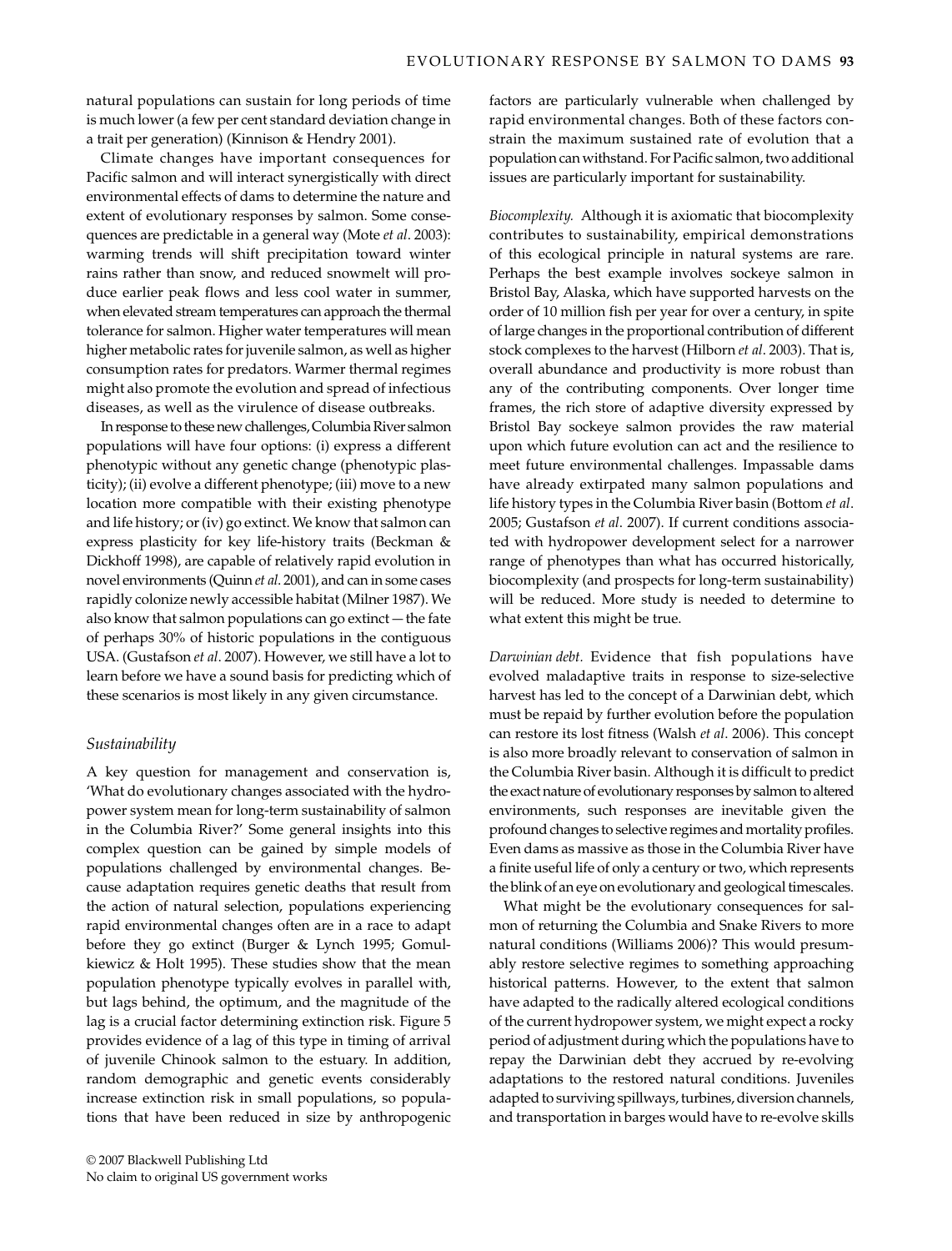natural populations can sustain for long periods of time is much lower (a few per cent standard deviation change in a trait per generation) (Kinnison & Hendry 2001).

Climate changes have important consequences for Pacific salmon and will interact synergistically with direct environmental effects of dams to determine the nature and extent of evolutionary responses by salmon. Some consequences are predictable in a general way (Mote *et al*. 2003): warming trends will shift precipitation toward winter rains rather than snow, and reduced snowmelt will produce earlier peak flows and less cool water in summer, when elevated stream temperatures can approach the thermal tolerance for salmon. Higher water temperatures will mean higher metabolic rates for juvenile salmon, as well as higher consumption rates for predators. Warmer thermal regimes might also promote the evolution and spread of infectious diseases, as well as the virulence of disease outbreaks.

In response to these new challenges, Columbia River salmon populations will have four options: (i) express a different phenotypic without any genetic change (phenotypic plasticity); (ii) evolve a different phenotype; (iii) move to a new location more compatible with their existing phenotype and life history; or (iv) go extinct. We know that salmon can express plasticity for key life-history traits (Beckman & Dickhoff 1998), are capable of relatively rapid evolution in novel environments (Quinn *et al*. 2001), and can in some cases rapidly colonize newly accessible habitat (Milner 1987). We also know that salmon populations can go extinct — the fate of perhaps 30% of historic populations in the contiguous USA. (Gustafson *et al*. 2007). However, we still have a lot to learn before we have a sound basis for predicting which of these scenarios is most likely in any given circumstance.

### *Sustainability*

A key question for management and conservation is, 'What do evolutionary changes associated with the hydropower system mean for long-term sustainability of salmon in the Columbia River?' Some general insights into this complex question can be gained by simple models of populations challenged by environmental changes. Because adaptation requires genetic deaths that result from the action of natural selection, populations experiencing rapid environmental changes often are in a race to adapt before they go extinct (Burger & Lynch 1995; Gomulkiewicz & Holt 1995). These studies show that the mean population phenotype typically evolves in parallel with, but lags behind, the optimum, and the magnitude of the lag is a crucial factor determining extinction risk. Figure 5 provides evidence of a lag of this type in timing of arrival of juvenile Chinook salmon to the estuary. In addition, random demographic and genetic events considerably increase extinction risk in small populations, so populations that have been reduced in size by anthropogenic factors are particularly vulnerable when challenged by rapid environmental changes. Both of these factors constrain the maximum sustained rate of evolution that a population can withstand. For Pacific salmon, two additional issues are particularly important for sustainability.

*Biocomplexity.* Although it is axiomatic that biocomplexity contributes to sustainability, empirical demonstrations of this ecological principle in natural systems are rare. Perhaps the best example involves sockeye salmon in Bristol Bay, Alaska, which have supported harvests on the order of 10 million fish per year for over a century, in spite of large changes in the proportional contribution of different stock complexes to the harvest (Hilborn *et al*. 2003). That is, overall abundance and productivity is more robust than any of the contributing components. Over longer time frames, the rich store of adaptive diversity expressed by Bristol Bay sockeye salmon provides the raw material upon which future evolution can act and the resilience to meet future environmental challenges. Impassable dams have already extirpated many salmon populations and life history types in the Columbia River basin (Bottom *et al*. 2005; Gustafson *et al*. 2007). If current conditions associated with hydropower development select for a narrower range of phenotypes than what has occurred historically, biocomplexity (and prospects for long-term sustainability) will be reduced. More study is needed to determine to what extent this might be true.

*Darwinian debt.* Evidence that fish populations have evolved maladaptive traits in response to size-selective harvest has led to the concept of a Darwinian debt, which must be repaid by further evolution before the population can restore its lost fitness (Walsh *et al*. 2006). This concept is also more broadly relevant to conservation of salmon in the Columbia River basin. Although it is difficult to predict the exact nature of evolutionary responses by salmon to altered environments, such responses are inevitable given the profound changes to selective regimes and mortality profiles. Even dams as massive as those in the Columbia River have a finite useful life of only a century or two, which represents the blink of an eye on evolutionary and geological timescales.

What might be the evolutionary consequences for salmon of returning the Columbia and Snake Rivers to more natural conditions (Williams 2006)? This would presumably restore selective regimes to something approaching historical patterns. However, to the extent that salmon have adapted to the radically altered ecological conditions of the current hydropower system, we might expect a rocky period of adjustment during which the populations have to repay the Darwinian debt they accrued by re-evolving adaptations to the restored natural conditions. Juveniles adapted to surviving spillways, turbines, diversion channels, and transportation in barges would have to re-evolve skills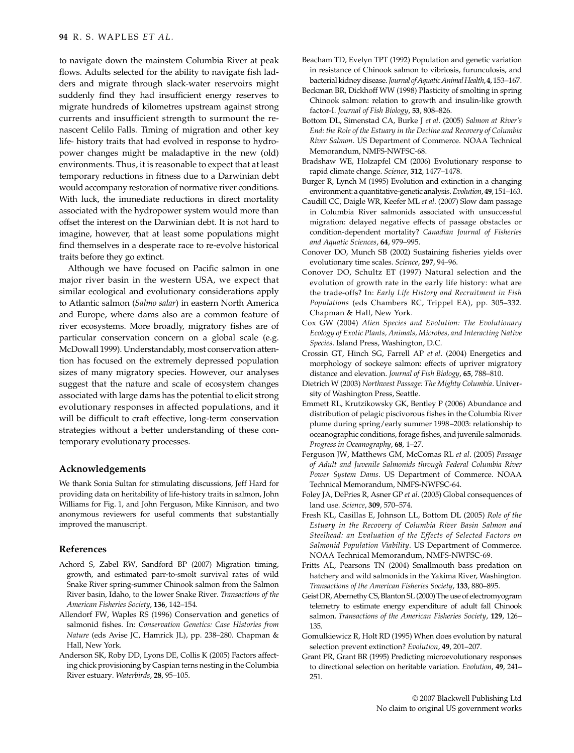to navigate down the mainstem Columbia River at peak flows. Adults selected for the ability to navigate fish ladders and migrate through slack-water reservoirs might suddenly find they had insufficient energy reserves to migrate hundreds of kilometres upstream against strong currents and insufficient strength to surmount the renascent Celilo Falls. Timing of migration and other key life- history traits that had evolved in response to hydropower changes might be maladaptive in the new (old) environments. Thus, it is reasonable to expect that at least temporary reductions in fitness due to a Darwinian debt would accompany restoration of normative river conditions. With luck, the immediate reductions in direct mortality associated with the hydropower system would more than offset the interest on the Darwinian debt. It is not hard to imagine, however, that at least some populations might find themselves in a desperate race to re-evolve historical traits before they go extinct.

Although we have focused on Pacific salmon in one major river basin in the western USA, we expect that similar ecological and evolutionary considerations apply to Atlantic salmon (*Salmo salar*) in eastern North America and Europe, where dams also are a common feature of river ecosystems. More broadly, migratory fishes are of particular conservation concern on a global scale (e.g. McDowall 1999). Understandably, most conservation attention has focused on the extremely depressed population sizes of many migratory species. However, our analyses suggest that the nature and scale of ecosystem changes associated with large dams has the potential to elicit strong evolutionary responses in affected populations, and it will be difficult to craft effective, long-term conservation strategies without a better understanding of these contemporary evolutionary processes.

## Acknowledgements

We thank Sonia Sultan for stimulating discussions, Jeff Hard for providing data on heritability of life-history traits in salmon, John Williams for Fig. 1, and John Ferguson, Mike Kinnison, and two anonymous reviewers for useful comments that substantially improved the manuscript.

## References

Achord S, Zabel RW, Sandford BP (2007) Migration timing, growth, and estimated parr-to-smolt survival rates of wild Snake River spring-summer Chinook salmon from the Salmon River basin, Idaho, to the lower Snake River. *Transactions of the American Fisheries Society*, **136**, 142–154.

Allendorf FW, Waples RS (1996) Conservation and genetics of salmonid fishes. In: *Conservation Genetics: Case Histories from Nature* (eds Avise JC, Hamrick JL), pp. 238–280. Chapman & Hall, New York.

Anderson SK, Roby DD, Lyons DE, Collis K (2005) Factors affecting chick provisioning by Caspian terns nesting in the Columbia River estuary. *Waterbirds*, **28**, 95–105.

Beacham TD, Evelyn TPT (1992) Population and genetic variation in resistance of Chinook salmon to vibriosis, furunculosis, and bacterial kidney disease. *Journal of Aquatic Animal Health*, **4**, 153–167.

Beckman BR, Dickhoff WW (1998) Plasticity of smolting in spring Chinook salmon: relation to growth and insulin-like growth factor-I. *Journal of Fish Biology*, **53**, 808–826.

Bottom DL, Simenstad CA, Burke J *et al*. (2005) *Salmon at River's End: the Role of the Estuary in the Decline and Recovery of Columbia River Salmon*. US Department of Commerce. NOAA Technical Memorandum, NMFS-NWFSC-68.

Bradshaw WE, Holzapfel CM (2006) Evolutionary response to rapid climate change. *Science*, **312**, 1477–1478.

Burger R, Lynch M (1995) Evolution and extinction in a changing environment: a quantitative-genetic analysis. *Evolution*, **49**, 151–163.

Caudill CC, Daigle WR, Keefer ML *et al*. (2007) Slow dam passage in Columbia River salmonids associated with unsuccessful migration: delayed negative effects of passage obstacles or condition-dependent mortality? *Canadian Journal of Fisheries and Aquatic Sciences*, **64**, 979–995.

Conover DO, Munch SB (2002) Sustaining fisheries yields over evolutionary time scales. *Science*, **297**, 94–96.

Conover DO, Schultz ET (1997) Natural selection and the evolution of growth rate in the early life history: what are the trade-offs? In: *Early Life History and Recruitment in Fish Populations* (eds Chambers RC, Trippel EA), pp. 305–332. Chapman & Hall, New York.

Cox GW (2004) *Alien Species and Evolution: The Evolutionary Ecology of Exotic Plants, Animals, Microbes, and Interacting Native Species*. Island Press, Washington, D.C.

Crossin GT, Hinch SG, Farrell AP *et al*. (2004) Energetics and morphology of sockeye salmon: effects of upriver migratory distance and elevation. *Journal of Fish Biology*, **65**, 788–810.

Dietrich W (2003) *Northwest Passage: The Mighty Columbia*. University of Washington Press, Seattle.

Emmett RL, Krutzikowsky GK, Bentley P (2006) Abundance and distribution of pelagic piscivorous fishes in the Columbia River plume during spring/early summer 1998–2003: relationship to oceanographic conditions, forage fishes, and juvenile salmonids. *Progress in Oceanography*, **68**, 1–27.

Ferguson JW, Matthews GM, McComas RL *et al*. (2005) *Passage of Adult and Juvenile Salmonids through Federal Columbia River Power System Dams*. US Department of Commerce. NOAA Technical Memorandum, NMFS-NWFSC-64.

Foley JA, DeFries R, Asner GP *et al*. (2005) Global consequences of land use. *Science*, **309**, 570–574.

Fresh KL, Casillas E, Johnson LL, Bottom DL (2005) *Role of the Estuary in the Recovery of Columbia River Basin Salmon and Steelhead: an Evaluation of the Effects of Selected Factors on Salmonid Population Viability*. US Department of Commerce. NOAA Technical Memorandum, NMFS-NWFSC-69.

Fritts AL, Pearsons TN (2004) Smallmouth bass predation on hatchery and wild salmonids in the Yakima River, Washington. *Transactions of the American Fisheries Society*, **133**, 880–895.

Geist DR, Abernethy CS, Blanton SL (2000) The use of electromyogram telemetry to estimate energy expenditure of adult fall Chinook salmon. *Transactions of the American Fisheries Society*, **129**, 126–135.

Gomulkiewicz R, Holt RD (1995) When does evolution by natural selection prevent extinction? *Evolution*, **49**, 201–207.

Grant PR, Grant BR (1995) Predicting microevolutionary responses to directional selection on heritable variation. *Evolution*, **49**, 241–251.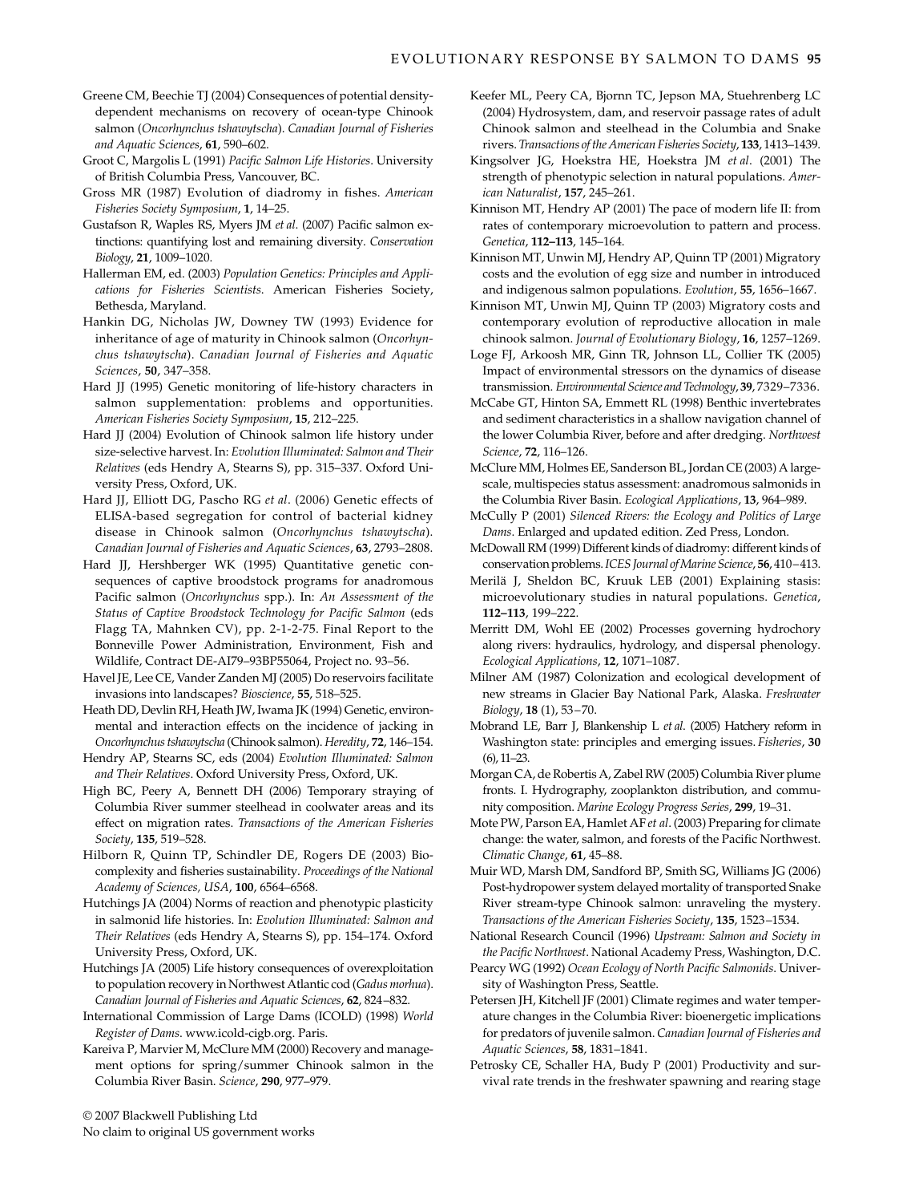Greene CM, Beechie TJ (2004) Consequences of potential density-dependent mechanisms on recovery of ocean-type Chinook salmon (*Oncorhynchus tshawytscha*). *Canadian Journal of Fisheries and Aquatic Sciences*, **61**, 590–602.

Groot C, Margolis L (1991) *Pacific Salmon Life Histories*. University of British Columbia Press, Vancouver, BC.

Gross MR (1987) Evolution of diadromy in fishes. *American Fisheries Society Symposium*, **1**, 14–25.

Gustafson R, Waples RS, Myers JM *et al.* (2007) Pacific salmon extinctions: quantifying lost and remaining diversity. *Conservation Biology*, **21**, 1009–1020.

Hallerman EM, ed. (2003) *Population Genetics: Principles and Applications for Fisheries Scientists*. American Fisheries Society, Bethesda, Maryland.

Hankin DG, Nicholas JW, Downey TW (1993) Evidence for inheritance of age of maturity in Chinook salmon (*Oncorhynchus tshawytscha*). *Canadian Journal of Fisheries and Aquatic Sciences*, **50**, 347–358.

Hard JJ (1995) Genetic monitoring of life-history characters in salmon supplementation: problems and opportunities. *American Fisheries Society Symposium*, **15**, 212–225.

Hard JJ (2004) Evolution of Chinook salmon life history under size-selective harvest. In: *Evolution Illuminated: Salmon and Their Relatives* (eds Hendry A, Stearns S), pp. 315–337. Oxford University Press, Oxford, UK.

Hard JJ, Elliott DG, Pascho RG *et al*. (2006) Genetic effects of ELISA-based segregation for control of bacterial kidney disease in Chinook salmon (*Oncorhynchus tshawytscha*). *Canadian Journal of Fisheries and Aquatic Sciences*, **63**, 2793–2808.

Hard JJ, Hershberger WK (1995) Quantitative genetic consequences of captive broodstock programs for anadromous Pacific salmon (*Oncorhynchus* spp.). In: *An Assessment of the Status of Captive Broodstock Technology for Pacific Salmon* (eds Flagg TA, Mahnken CV), pp. 2-1-2-75. Final Report to the Bonneville Power Administration, Environment, Fish and Wildlife, Contract DE-AI79–93BP55064, Project no. 93–56.

Havel JE, Lee CE, Vander Zanden MJ (2005) Do reservoirs facilitate invasions into landscapes? *Bioscience*, **55**, 518–525.

Heath DD, Devlin RH, Heath JW, Iwama JK (1994) Genetic, environmental and interaction effects on the incidence of jacking in *Oncorhynchus tshawytscha* (Chinook salmon). *Heredity*, **72**, 146–154.

Hendry AP, Stearns SC, eds (2004) *Evolution Illuminated: Salmon and Their Relatives*. Oxford University Press, Oxford, UK.

High BC, Peery A, Bennett DH (2006) Temporary straying of Columbia River summer steelhead in coolwater areas and its effect on migration rates. *Transactions of the American Fisheries Society*, **135**, 519–528.

Hilborn R, Quinn TP, Schindler DE, Rogers DE (2003) Biocomplexity and fisheries sustainability. *Proceedings of the National Academy of Sciences, USA*, **100**, 6564–6568.

Hutchings JA (2004) Norms of reaction and phenotypic plasticity in salmonid life histories. In: *Evolution Illuminated: Salmon and Their Relatives* (eds Hendry A, Stearns S), pp. 154–174. Oxford University Press, Oxford, UK.

Hutchings JA (2005) Life history consequences of overexploitation to population recovery in Northwest Atlantic cod (*Gadus morhua*). *Canadian Journal of Fisheries and Aquatic Sciences*, **62**, 824–832.

International Commission of Large Dams (ICOLD) (1998) *World Register of Dams*. www.icold-cigb.org. Paris.

Kareiva P, Marvier M, McClure MM (2000) Recovery and management options for spring/summer Chinook salmon in the Columbia River Basin. *Science*, **290**, 977–979.

Keefer ML, Peery CA, Bjornn TC, Jepson MA, Stuehrenberg LC (2004) Hydrosystem, dam, and reservoir passage rates of adult Chinook salmon and steelhead in the Columbia and Snake rivers. *Transactions of the American Fisheries Society*, **133**, 1413–1439.

Kingsolver JG, Hoekstra HE, Hoekstra JM *et al*. (2001) The strength of phenotypic selection in natural populations. *American Naturalist*, **157**, 245–261.

Kinnison MT, Hendry AP (2001) The pace of modern life II: from rates of contemporary microevolution to pattern and process. *Genetica*, **112–113**, 145–164.

Kinnison MT, Unwin MJ, Hendry AP, Quinn TP (2001) Migratory costs and the evolution of egg size and number in introduced and indigenous salmon populations. *Evolution*, **55**, 1656–1667.

Kinnison MT, Unwin MJ, Quinn TP (2003) Migratory costs and contemporary evolution of reproductive allocation in male chinook salmon. *Journal of Evolutionary Biology*, **16**, 1257–1269.

Loge FJ, Arkoosh MR, Ginn TR, Johnson LL, Collier TK (2005) Impact of environmental stressors on the dynamics of disease transmission. *Environmental Science and Technology*, **39**, 7329–7336.

McCabe GT, Hinton SA, Emmett RL (1998) Benthic invertebrates and sediment characteristics in a shallow navigation channel of the lower Columbia River, before and after dredging. *Northwest Science*, **72**, 116–126.

McClure MM, Holmes EE, Sanderson BL, Jordan CE (2003) A large-scale, multispecies status assessment: anadromous salmonids in the Columbia River Basin. *Ecological Applications*, **13**, 964–989.

McCully P (2001) *Silenced Rivers: the Ecology and Politics of Large Dams*. Enlarged and updated edition. Zed Press, London.

McDowall RM (1999) Different kinds of diadromy: different kinds of conservation problems. *ICES Journal of Marine Science*, **56**, 410–413.

Merilä J, Sheldon BC, Kruuk LEB (2001) Explaining stasis: microevolutionary studies in natural populations. *Genetica*, **112–113**, 199–222.

Merritt DM, Wohl EE (2002) Processes governing hydrochory along rivers: hydraulics, hydrology, and dispersal phenology. *Ecological Applications*, **12**, 1071–1087.

Milner AM (1987) Colonization and ecological development of new streams in Glacier Bay National Park, Alaska. *Freshwater Biology*, **18** (1), 53–70.

Mobrand LE, Barr J, Blankenship L *et al*. (2005) Hatchery reform in Washington state: principles and emerging issues. *Fisheries*, **30** (6), 11–23.

Morgan CA, de Robertis A, Zabel RW (2005) Columbia River plume fronts. I. Hydrography, zooplankton distribution, and community composition. *Marine Ecology Progress Series*, **299**, 19–31.

Mote PW, Parson EA, Hamlet AF *et al*. (2003) Preparing for climate change: the water, salmon, and forests of the Pacific Northwest. *Climatic Change*, **61**, 45–88.

Muir WD, Marsh DM, Sandford BP, Smith SG, Williams JG (2006) Post-hydropower system delayed mortality of transported Snake River stream-type Chinook salmon: unraveling the mystery. *Transactions of the American Fisheries Society*, **135**, 1523–1534.

National Research Council (1996) *Upstream: Salmon and Society in the Pacific Northwest*. National Academy Press, Washington, D.C.

Pearcy WG (1992) *Ocean Ecology of North Pacific Salmonids*. University of Washington Press, Seattle.

Petersen JH, Kitchell JF (2001) Climate regimes and water temperature changes in the Columbia River: bioenergetic implications for predators of juvenile salmon. *Canadian Journal of Fisheries and Aquatic Sciences*, **58**, 1831–1841.

Petrosky CE, Schaller HA, Budy P (2001) Productivity and survival rate trends in the freshwater spawning and rearing stage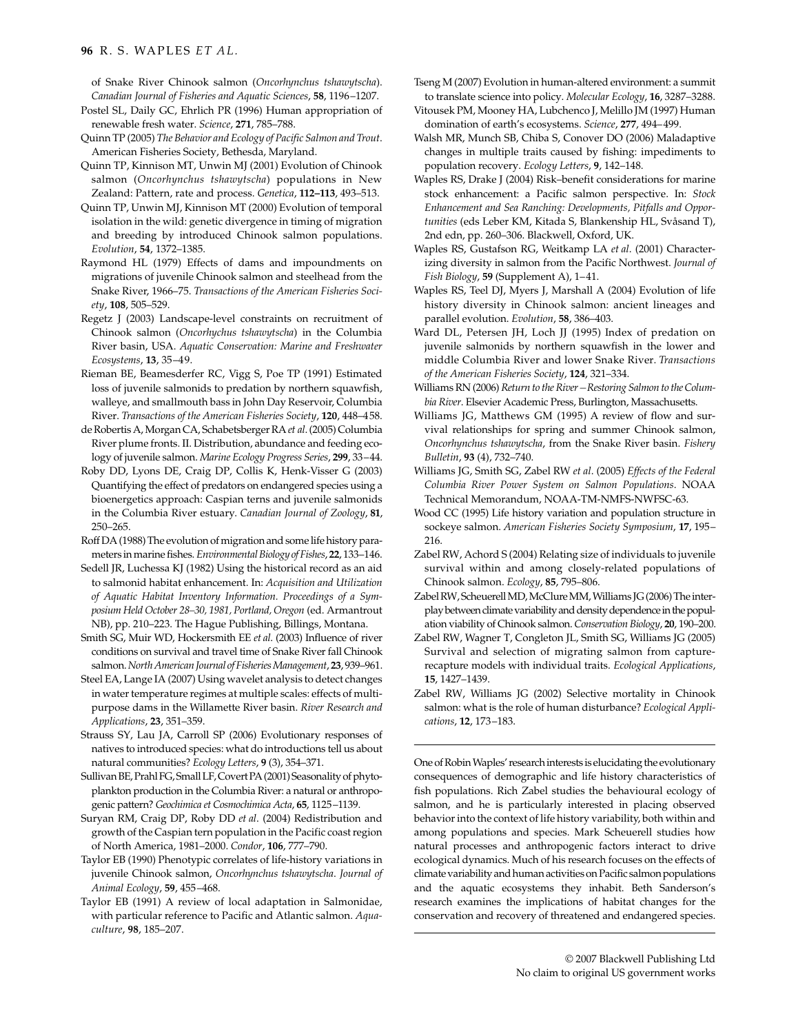of Snake River Chinook salmon (*Oncorhynchus tshawytscha*). *Canadian Journal of Fisheries and Aquatic Sciences*, **58**, 1196–1207.

Postel SL, Daily GC, Ehrlich PR (1996) Human appropriation of renewable fresh water. *Science*, **271**, 785–788.

Quinn TP (2005) *The Behavior and Ecology of Pacific Salmon and Trout*. American Fisheries Society, Bethesda, Maryland.

Quinn TP, Kinnison MT, Unwin MJ (2001) Evolution of Chinook salmon (*Oncorhynchus tshawytscha*) populations in New Zealand: Pattern, rate and process. *Genetica*, **112–113**, 493–513.

Quinn TP, Unwin MJ, Kinnison MT (2000) Evolution of temporal isolation in the wild: genetic divergence in timing of migration and breeding by introduced Chinook salmon populations. *Evolution*, **54**, 1372–1385.

Raymond HL (1979) Effects of dams and impoundments on migrations of juvenile Chinook salmon and steelhead from the Snake River, 1966–75. *Transactions of the American Fisheries Society*, **108**, 505–529.

Regetz J (2003) Landscape-level constraints on recruitment of Chinook salmon (*Oncorhychus tshawytscha*) in the Columbia River basin, USA. *Aquatic Conservation: Marine and Freshwater Ecosystems*, **13**, 35–49.

Rieman BE, Beamesderfer RC, Vigg S, Poe TP (1991) Estimated loss of juvenile salmonids to predation by northern squawfish, walleye, and smallmouth bass in John Day Reservoir, Columbia River. *Transactions of the American Fisheries Society*, **120**, 448–458.

de Robertis A, Morgan CA, Schabetsberger RA *et al*. (2005) Columbia River plume fronts. II. Distribution, abundance and feeding ecology of juvenile salmon. *Marine Ecology Progress Series*, **299**, 33–44.

Roby DD, Lyons DE, Craig DP, Collis K, Henk-Visser G (2003) Quantifying the effect of predators on endangered species using a bioenergetics approach: Caspian terns and juvenile salmonids in the Columbia River estuary. *Canadian Journal of Zoology*, **81**, 250–265.

Roff DA (1988) The evolution of migration and some life history parameters in marine fishes. *Environmental Biology of Fishes*, **22**, 133–146.

Sedell JR, Luchessa KJ (1982) Using the historical record as an aid to salmonid habitat enhancement. In: *Acquisition and Utilization of Aquatic Habitat Inventory Information. Proceedings of a Symposium Held October 28–30, 1981, Portland, Oregon* (ed. Armantrout NB), pp. 210–223. The Hague Publishing, Billings, Montana.

Smith SG, Muir WD, Hockersmith EE *et al*. (2003) Influence of river conditions on survival and travel time of Snake River fall Chinook salmon. *North American Journal of Fisheries Management*, **23**, 939–961.

Steel EA, Lange IA (2007) Using wavelet analysis to detect changes in water temperature regimes at multiple scales: effects of multipurpose dams in the Willamette River basin. *River Research and Applications*, **23**, 351–359.

Strauss SY, Lau JA, Carroll SP (2006) Evolutionary responses of natives to introduced species: what do introductions tell us about natural communities? *Ecology Letters*, **9** (3), 354–371.

Sullivan BE, Prahl FG, Small LF, Covert PA (2001) Seasonality of phytoplankton production in the Columbia River: a natural or anthropogenic pattern? *Geochimica et Cosmochimica Acta*, **65**, 1125–1139.

Suryan RM, Craig DP, Roby DD *et al*. (2004) Redistribution and growth of the Caspian tern population in the Pacific coast region of North America, 1981–2000. *Condor*, **106**, 777–790.

Taylor EB (1990) Phenotypic correlates of life-history variations in juvenile Chinook salmon, *Oncorhynchus tshawytscha*. *Journal of Animal Ecology*, **59**, 455–468.

Taylor EB (1991) A review of local adaptation in Salmonidae, with particular reference to Pacific and Atlantic salmon. *Aquaculture*, **98**, 185–207.

Tseng M (2007) Evolution in human-altered environment: a summit to translate science into policy. *Molecular Ecology*, **16**, 3287–3288.

Vitousek PM, Mooney HA, Lubchenco J, Melillo JM (1997) Human domination of earth's ecosystems. *Science*, **277**, 494–499.

Walsh MR, Munch SB, Chiba S, Conover DO (2006) Maladaptive changes in multiple traits caused by fishing: impediments to population recovery. *Ecology Letters*, **9**, 142–148.

Waples RS, Drake J (2004) Risk–benefit considerations for marine stock enhancement: a Pacific salmon perspective. In: *Stock Enhancement and Sea Ranching: Developments, Pitfalls and Opportunities* (eds Leber KM, Kitada S, Blankenship HL, Svåsand T), 2nd edn, pp. 260–306. Blackwell, Oxford, UK.

Waples RS, Gustafson RG, Weitkamp LA *et al*. (2001) Characterizing diversity in salmon from the Pacific Northwest. *Journal of Fish Biology*, **59** (Supplement A), 1–41.

Waples RS, Teel DJ, Myers J, Marshall A (2004) Evolution of life history diversity in Chinook salmon: ancient lineages and parallel evolution. *Evolution*, **58**, 386–403.

Ward DL, Petersen JH, Loch JJ (1995) Index of predation on juvenile salmonids by northern squawfish in the lower and middle Columbia River and lower Snake River. *Transactions of the American Fisheries Society*, **124**, 321–334.

Williams RN (2006) *Return to the River—Restoring Salmon to the Columbia River*. Elsevier Academic Press, Burlington, Massachusetts.

Williams JG, Matthews GM (1995) A review of flow and survival relationships for spring and summer Chinook salmon, *Oncorhynchus tshawytscha*, from the Snake River basin. *Fishery Bulletin*, **93** (4), 732–740.

Williams JG, Smith SG, Zabel RW *et al*. (2005) *Effects of the Federal Columbia River Power System on Salmon Populations*. NOAA Technical Memorandum, NOAA-TM-NMFS-NWFSC-63.

Wood CC (1995) Life history variation and population structure in sockeye salmon. *American Fisheries Society Symposium*, **17**, 195–216.

Zabel RW, Achord S (2004) Relating size of individuals to juvenile survival within and among closely-related populations of Chinook salmon. *Ecology*, **85**, 795–806.

Zabel RW, Scheuerell MD, McClure MM, Williams JG (2006) The interplay between climate variability and density dependence in the population viability of Chinook salmon. *Conservation Biology*, **20**, 190–200.

Zabel RW, Wagner T, Congleton JL, Smith SG, Williams JG (2005) Survival and selection of migrating salmon from capture-recapture models with individual traits. *Ecological Applications*, **15**, 1427–1439.

Zabel RW, Williams JG (2002) Selective mortality in Chinook salmon: what is the role of human disturbance? *Ecological Applications*, **12**, 173–183.

---

One of Robin Waples' research interests is elucidating the evolutionary consequences of demographic and life history characteristics of fish populations. Rich Zabel studies the behavioural ecology of salmon, and he is particularly interested in placing observed behavior into the context of life history variability, both within and among populations and species. Mark Scheuerell studies how natural processes and anthropogenic factors interact to drive ecological dynamics. Much of his research focuses on the effects of climate variability and human activities on Pacific salmon populations and the aquatic ecosystems they inhabit. Beth Sanderson's research examines the implications of habitat changes for the conservation and recovery of threatened and endangered species.

---

© 2007 Blackwell Publishing Ltd
No claim to original US government works